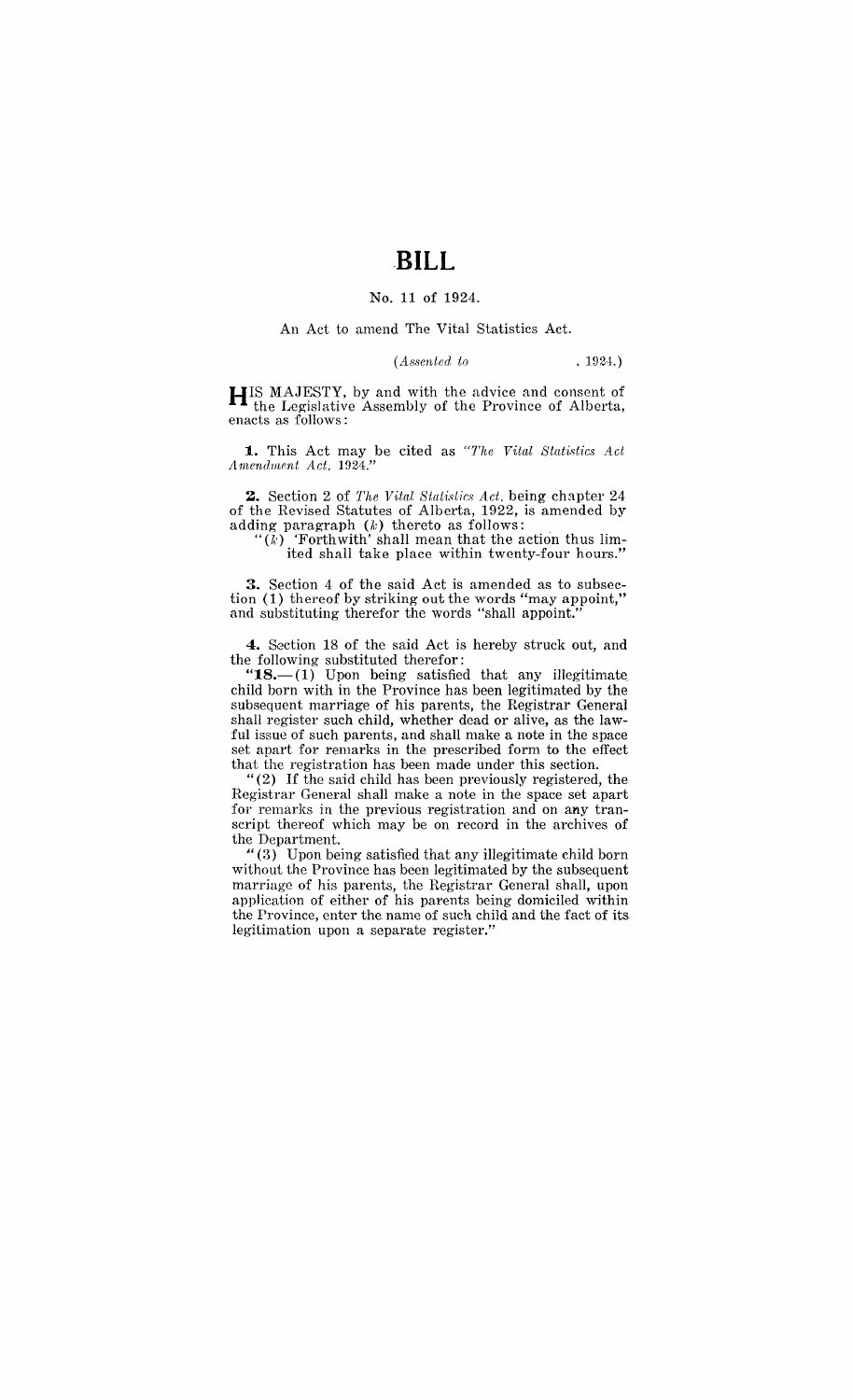# BILL

No. 11 of 1924.

An Act to amend The Vital Statistics Act.

*(Assented to , 1924.)*

HIS MAJESTY, by and with the advice and consent of the Legislative Assembly of the Province of Alberta, enacts as follows:

**1.** This Act may be cited as *"The Vital Statistics Act Amendment Act, 1924."*

**2.** Section 2 of *The Vital Statistics Act*, being chapter 24 of the Revised Statutes of Alberta, 1922, is amended by adding paragraph (*k*) thereto as follows:

"(*k*) 'Forthwith' shall mean that the action thus limited shall take place within twenty-four hours."

**3.** Section 4 of the said Act is amended as to subsection (1) thereof by striking out the words "may appoint," and substituting therefor the words "shall appoint."

**4.** Section 18 of the said Act is hereby struck out, and the following substituted therefor:

"**18.**—(1) Upon being satisfied that any illegitimate child born with in the Province has been legitimated by the subsequent marriage of his parents, the Registrar General shall register such child, whether dead or alive, as the lawful issue of such parents, and shall make a note in the space set apart for remarks in the prescribed form to the effect that the registration has been made under this section.

"(2) If the said child has been previously registered, the Registrar General shall make a note in the space set apart for remarks in the previous registration and on any transcript thereof which may be on record in the archives of the Department.

"(3) Upon being satisfied that any illegitimate child born without the Province has been legitimated by the subsequent marriage of his parents, the Registrar General shall, upon application of either of his parents being domiciled within the Province, enter the name of such child and the fact of its legitimation upon a separate register."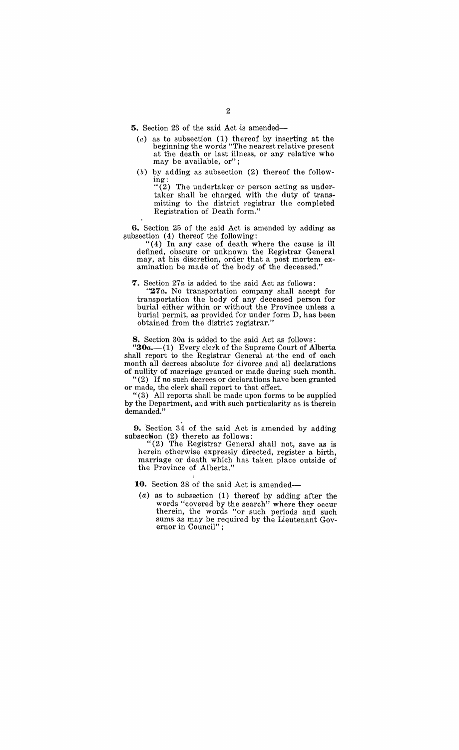**5.** Section 23 of the said Act is amended—

(*a*) as to subsection (1) thereof by inserting at the beginning the words "The nearest relative present at the death or last illness, or any relative who may be available, or";

(*b*) by adding as subsection (2) thereof the following:

"(2) The undertaker or person acting as undertaker shall be charged with the duty of transmitting to the district registrar the completed Registration of Death form."

**6.** Section 25 of the said Act is amended by adding as subsection (4) thereof the following:

"(4) In any case of death where the cause is ill defined, obscure or unknown the Registrar General may, at his discretion, order that a post mortem examination be made of the body of the deceased."

**7.** Section 27*a* is added to the said Act as follows:

"**27*a*.** No transportation company shall accept for transportation the body of any deceased person for burial either within or without the Province unless a burial permit, as provided for under form D, has been obtained from the district registrar."

**8.** Section 30*a* is added to the said Act as follows:

"**30*a*.**—(1) Every clerk of the Supreme Court of Alberta shall report to the Registrar General at the end of each month all decrees absolute for divorce and all declarations of nullity of marriage granted or made during such month.

"(2) If no such decrees or declarations have been granted or made, the clerk shall report to that effect.

"(3) All reports shall be made upon forms to be supplied by the Department, and with such particularity as is therein demanded."

**9.** Section 34 of the said Act is amended by adding subsection (2) thereto as follows:

"(2) The Registrar General shall not, save as is herein otherwise expressly directed, register a birth, marriage or death which has taken place outside of the Province of Alberta."

**10.** Section 38 of the said Act is amended—

(*a*) as to subsection (1) thereof by adding after the words "covered by the search" where they occur therein, the words "or such periods and such sums as may be required by the Lieutenant Governor in Council";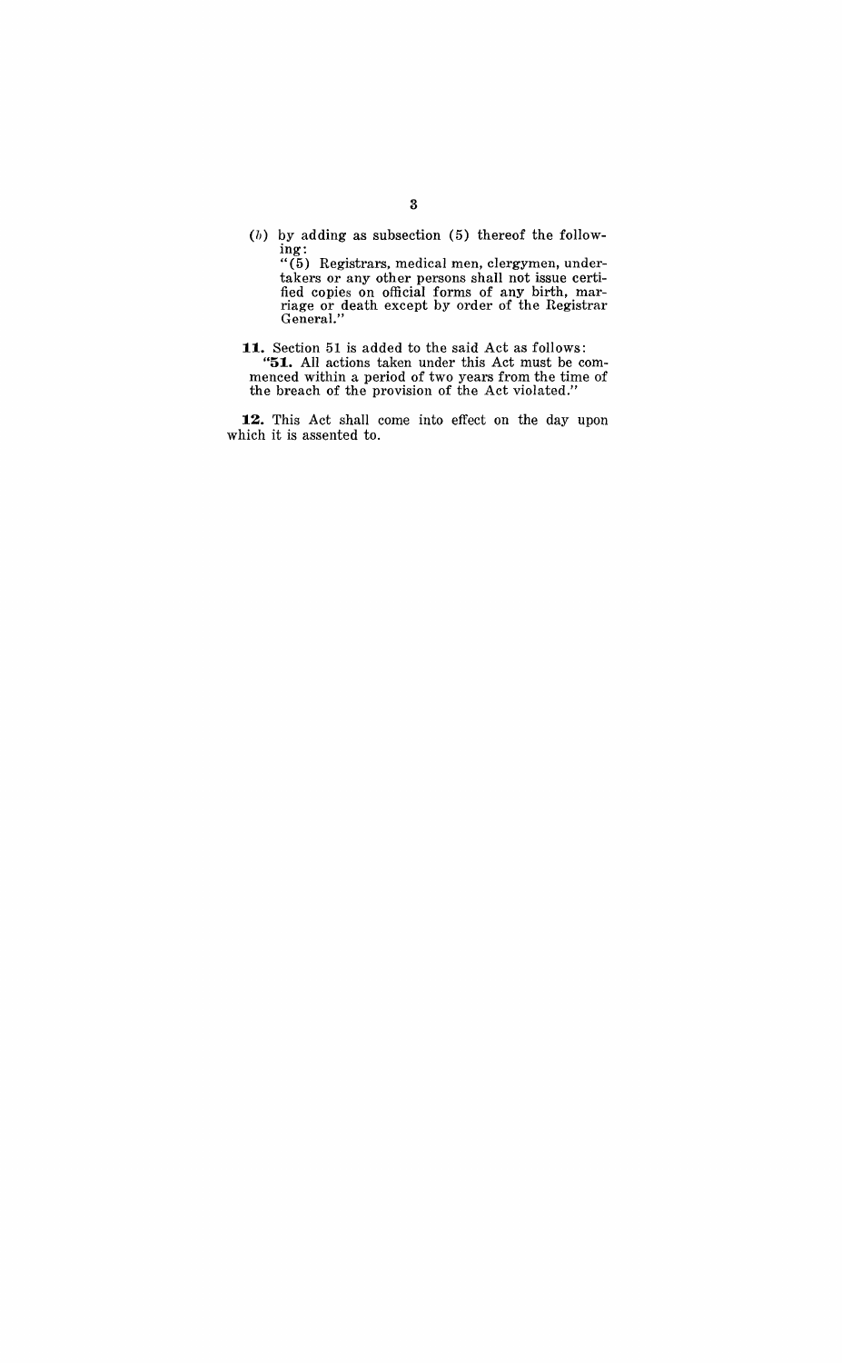(*b*) by adding as subsection (5) thereof the following:

"(5) Registrars, medical men, clergymen, undertakers or any other persons shall not issue certified copies on official forms of any birth, marriage or death except by order of the Registrar General."

**11.** Section 51 is added to the said Act as follows:

"**51.** All actions taken under this Act must be commenced within a period of two years from the time of the breach of the provision of the Act violated."

**12.** This Act shall come into effect on the day upon which it is assented to.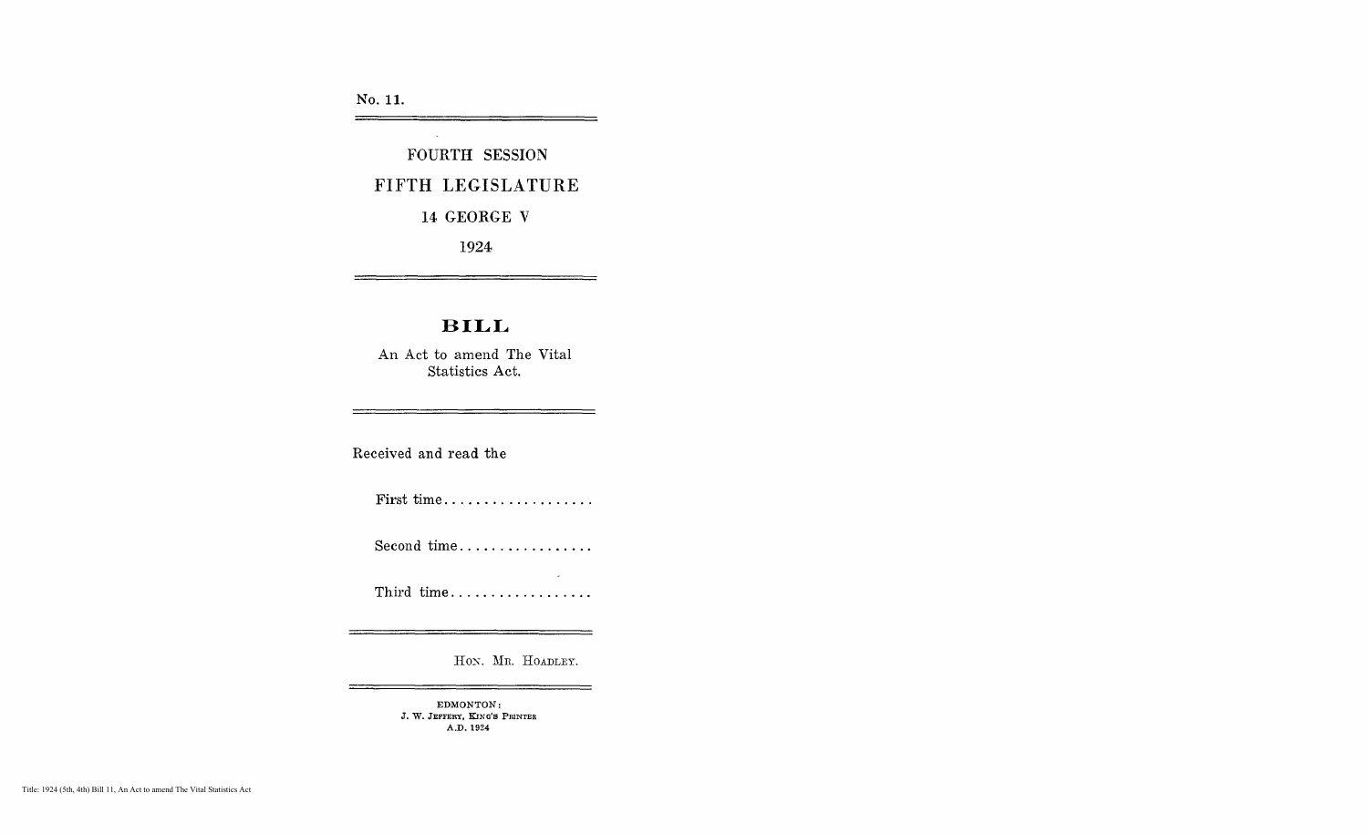No. 11.

FOURTH SESSION

FIFTH LEGISLATURE

14 GEORGE V

1924

# BILL

An Act to amend The Vital Statistics Act.

Received and read the

First time..................

Second time.................

Third time..................

HON. MR. HOADLEY.

EDMONTON:
J. W. JEFFERY, KING'S PRINTER
A.D. 1924

Title: 1924 (5th, 4th) Bill 11, An Act to amend The Vital Statistics Act